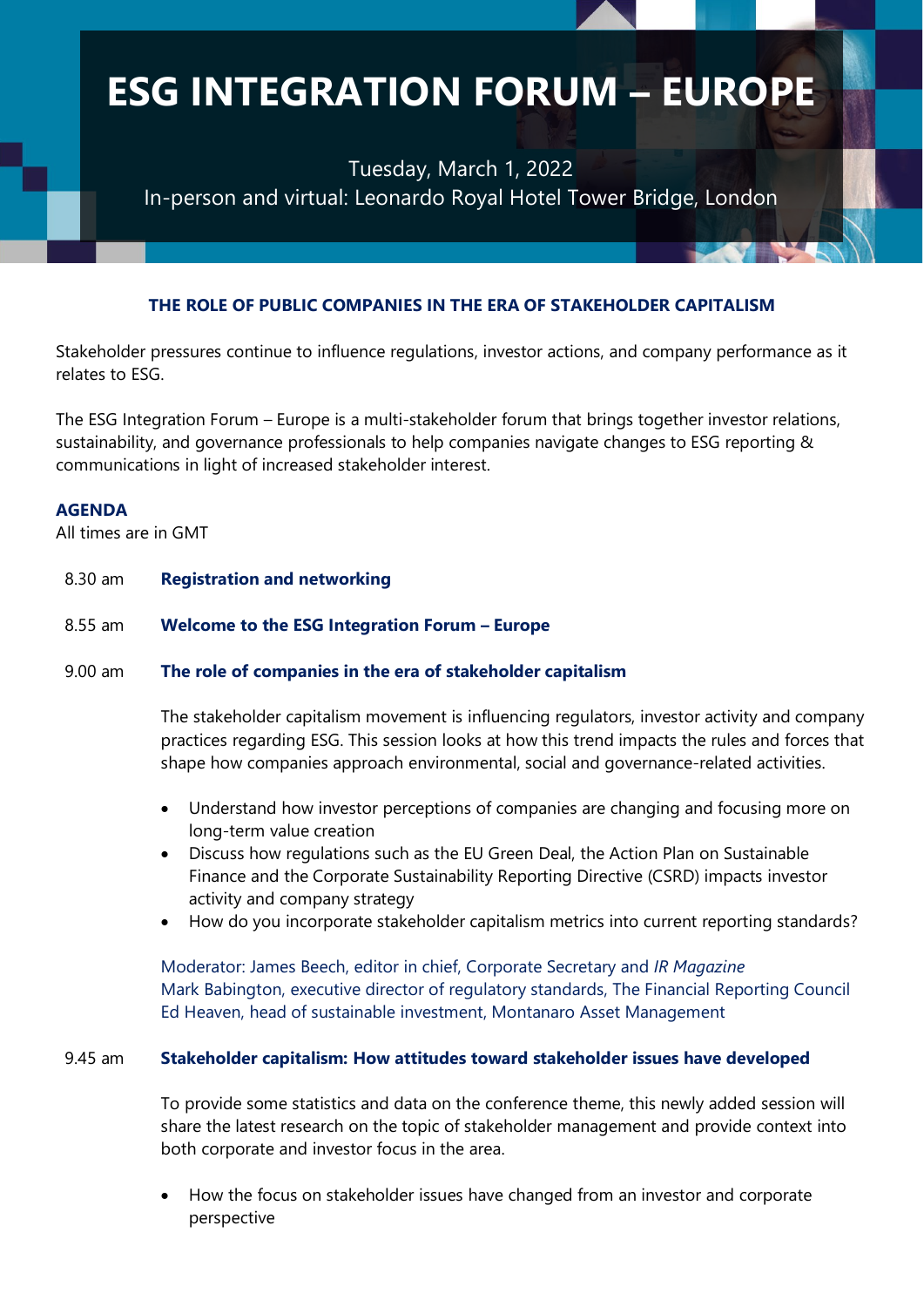# ESG INTEGRATION FORUM – EUROPE

Tuesday, March 1, 2022
In-person and virtual: Leonardo Royal Hotel Tower Bridge, London

## THE ROLE OF PUBLIC COMPANIES IN THE ERA OF STAKEHOLDER CAPITALISM

Stakeholder pressures continue to influence regulations, investor actions, and company performance as it relates to ESG.

The ESG Integration Forum – Europe is a multi-stakeholder forum that brings together investor relations, sustainability, and governance professionals to help companies navigate changes to ESG reporting & communications in light of increased stakeholder interest.

### AGENDA

All times are in GMT

8.30 am **Registration and networking**

8.55 am **Welcome to the ESG Integration Forum – Europe**

9.00 am **The role of companies in the era of stakeholder capitalism**

The stakeholder capitalism movement is influencing regulators, investor activity and company practices regarding ESG. This session looks at how this trend impacts the rules and forces that shape how companies approach environmental, social and governance-related activities.

- Understand how investor perceptions of companies are changing and focusing more on long-term value creation
- Discuss how regulations such as the EU Green Deal, the Action Plan on Sustainable Finance and the Corporate Sustainability Reporting Directive (CSRD) impacts investor activity and company strategy
- How do you incorporate stakeholder capitalism metrics into current reporting standards?

Moderator: James Beech, editor in chief, Corporate Secretary and *IR Magazine*
Mark Babington, executive director of regulatory standards, The Financial Reporting Council
Ed Heaven, head of sustainable investment, Montanaro Asset Management

9.45 am **Stakeholder capitalism: How attitudes toward stakeholder issues have developed**

To provide some statistics and data on the conference theme, this newly added session will share the latest research on the topic of stakeholder management and provide context into both corporate and investor focus in the area.

- How the focus on stakeholder issues have changed from an investor and corporate perspective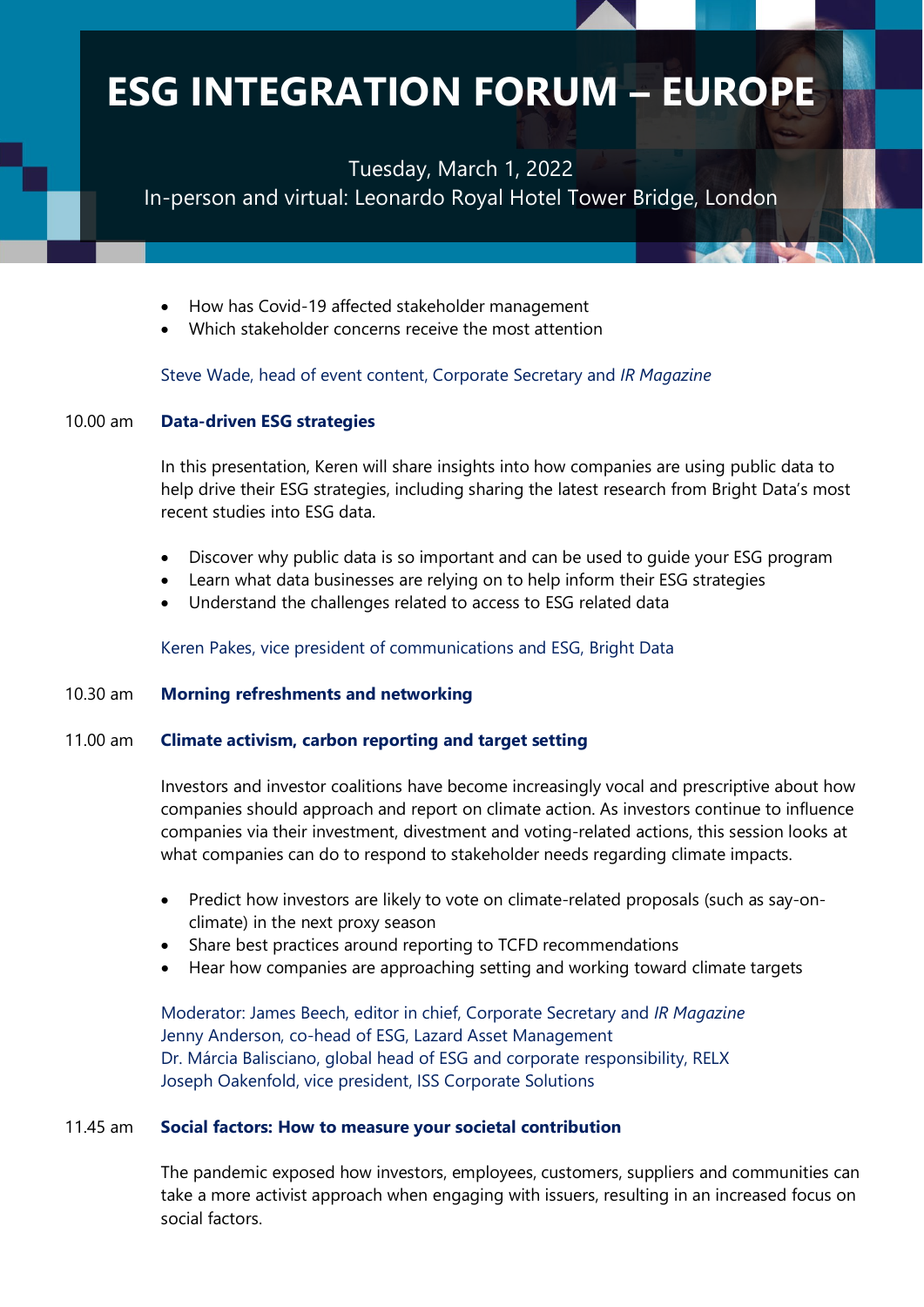# ESG INTEGRATION FORUM – EUROPE

Tuesday, March 1, 2022
In-person and virtual: Leonardo Royal Hotel Tower Bridge, London

- How has Covid-19 affected stakeholder management
- Which stakeholder concerns receive the most attention

Steve Wade, head of event content, Corporate Secretary and *IR Magazine*

10.00 am **Data-driven ESG strategies**

In this presentation, Keren will share insights into how companies are using public data to help drive their ESG strategies, including sharing the latest research from Bright Data's most recent studies into ESG data.

- Discover why public data is so important and can be used to guide your ESG program
- Learn what data businesses are relying on to help inform their ESG strategies
- Understand the challenges related to access to ESG related data

Keren Pakes, vice president of communications and ESG, Bright Data

10.30 am **Morning refreshments and networking**

11.00 am **Climate activism, carbon reporting and target setting**

Investors and investor coalitions have become increasingly vocal and prescriptive about how companies should approach and report on climate action. As investors continue to influence companies via their investment, divestment and voting-related actions, this session looks at what companies can do to respond to stakeholder needs regarding climate impacts.

- Predict how investors are likely to vote on climate-related proposals (such as say-on-climate) in the next proxy season
- Share best practices around reporting to TCFD recommendations
- Hear how companies are approaching setting and working toward climate targets

Moderator: James Beech, editor in chief, Corporate Secretary and *IR Magazine*
Jenny Anderson, co-head of ESG, Lazard Asset Management
Dr. Márcia Balisciano, global head of ESG and corporate responsibility, RELX
Joseph Oakenfold, vice president, ISS Corporate Solutions

11.45 am **Social factors: How to measure your societal contribution**

The pandemic exposed how investors, employees, customers, suppliers and communities can take a more activist approach when engaging with issuers, resulting in an increased focus on social factors.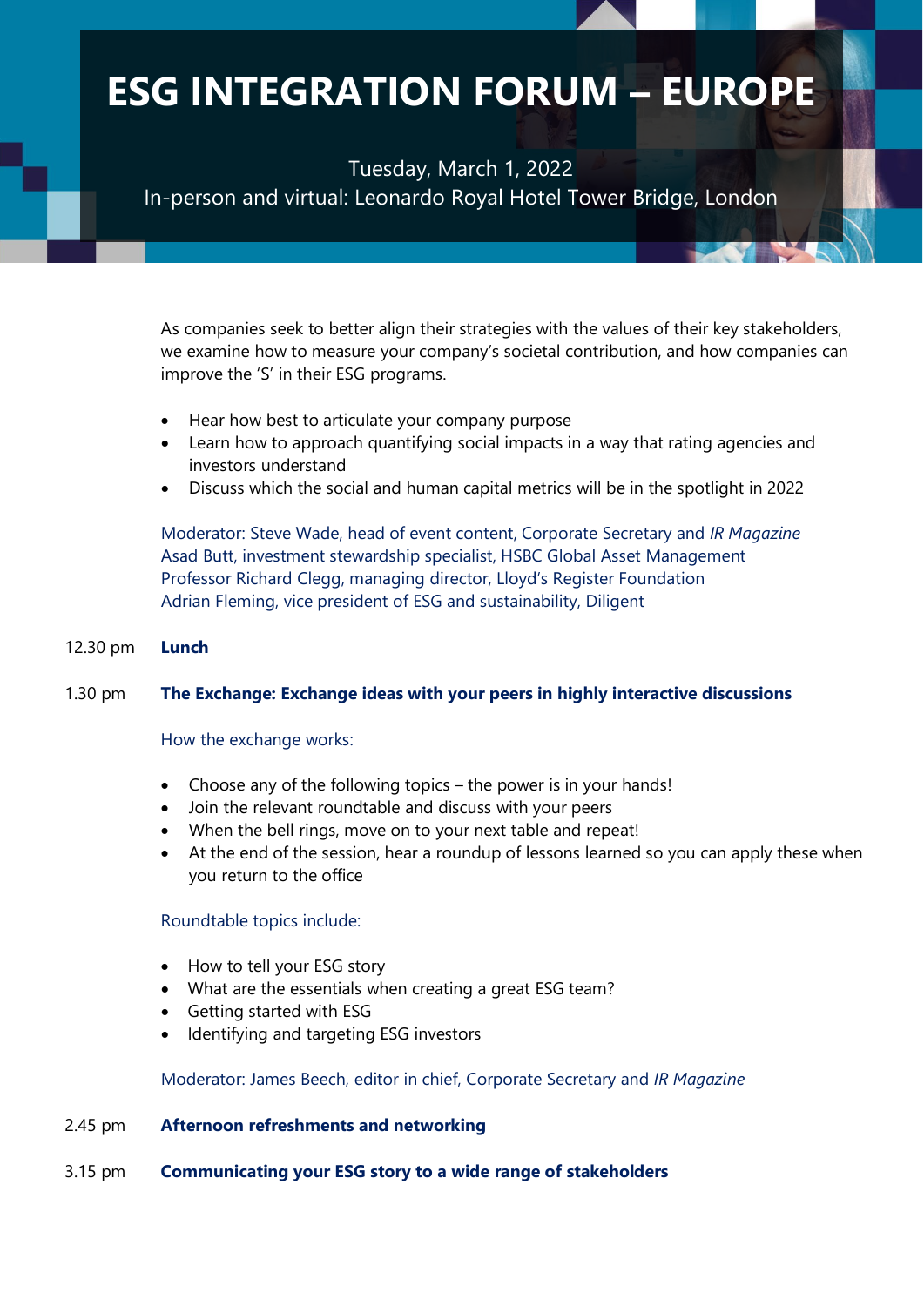# ESG INTEGRATION FORUM – EUROPE

Tuesday, March 1, 2022
In-person and virtual: Leonardo Royal Hotel Tower Bridge, London

As companies seek to better align their strategies with the values of their key stakeholders, we examine how to measure your company's societal contribution, and how companies can improve the 'S' in their ESG programs.

- Hear how best to articulate your company purpose
- Learn how to approach quantifying social impacts in a way that rating agencies and investors understand
- Discuss which the social and human capital metrics will be in the spotlight in 2022

Moderator: Steve Wade, head of event content, Corporate Secretary and *IR Magazine*
Asad Butt, investment stewardship specialist, HSBC Global Asset Management
Professor Richard Clegg, managing director, Lloyd's Register Foundation
Adrian Fleming, vice president of ESG and sustainability, Diligent

12.30 pm **Lunch**

1.30 pm **The Exchange: Exchange ideas with your peers in highly interactive discussions**

How the exchange works:

- Choose any of the following topics – the power is in your hands!
- Join the relevant roundtable and discuss with your peers
- When the bell rings, move on to your next table and repeat!
- At the end of the session, hear a roundup of lessons learned so you can apply these when you return to the office

Roundtable topics include:

- How to tell your ESG story
- What are the essentials when creating a great ESG team?
- Getting started with ESG
- Identifying and targeting ESG investors

Moderator: James Beech, editor in chief, Corporate Secretary and *IR Magazine*

2.45 pm **Afternoon refreshments and networking**

3.15 pm **Communicating your ESG story to a wide range of stakeholders**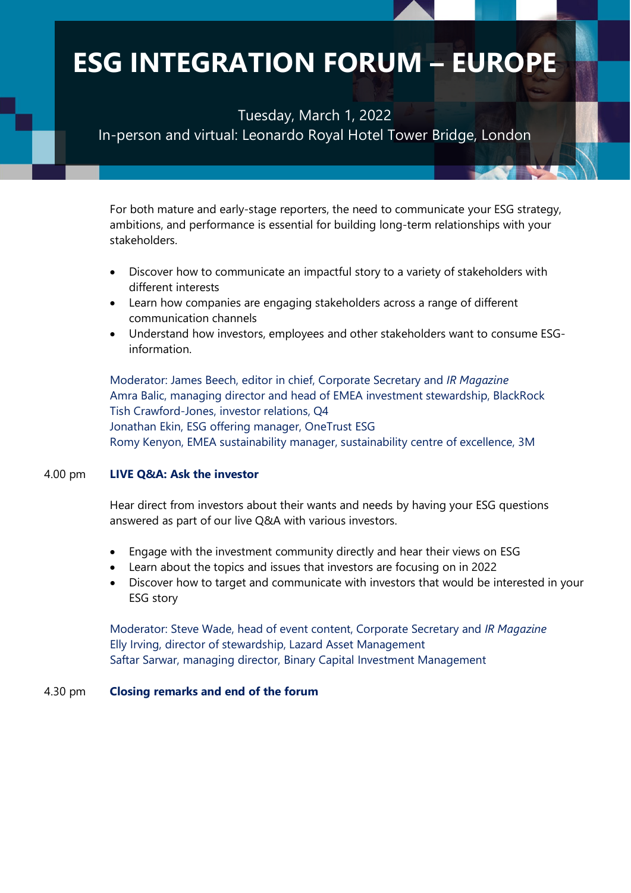# ESG INTEGRATION FORUM – EUROPE

Tuesday, March 1, 2022
In-person and virtual: Leonardo Royal Hotel Tower Bridge, London

For both mature and early-stage reporters, the need to communicate your ESG strategy, ambitions, and performance is essential for building long-term relationships with your stakeholders.

- Discover how to communicate an impactful story to a variety of stakeholders with different interests
- Learn how companies are engaging stakeholders across a range of different communication channels
- Understand how investors, employees and other stakeholders want to consume ESG-information.

Moderator: James Beech, editor in chief, Corporate Secretary and *IR Magazine*
Amra Balic, managing director and head of EMEA investment stewardship, BlackRock
Tish Crawford-Jones, investor relations, Q4
Jonathan Ekin, ESG offering manager, OneTrust ESG
Romy Kenyon, EMEA sustainability manager, sustainability centre of excellence, 3M

4.00 pm **LIVE Q&A: Ask the investor**

Hear direct from investors about their wants and needs by having your ESG questions answered as part of our live Q&A with various investors.

- Engage with the investment community directly and hear their views on ESG
- Learn about the topics and issues that investors are focusing on in 2022
- Discover how to target and communicate with investors that would be interested in your ESG story

Moderator: Steve Wade, head of event content, Corporate Secretary and *IR Magazine*
Elly Irving, director of stewardship, Lazard Asset Management
Saftar Sarwar, managing director, Binary Capital Investment Management

4.30 pm **Closing remarks and end of the forum**